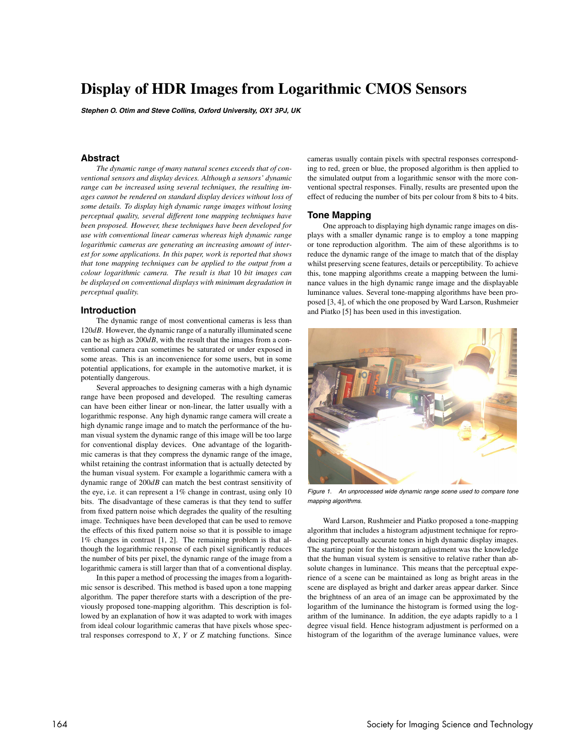# Display of HDR Images from Logarithmic CMOS Sensors

***Stephen O. Otim and Steve Collins, Oxford University, OX1 3PJ, UK***

## Abstract

*The dynamic range of many natural scenes exceeds that of conventional sensors and display devices. Although a sensors' dynamic range can be increased using several techniques, the resulting images cannot be rendered on standard display devices without loss of some details. To display high dynamic range images without losing perceptual quality, several different tone mapping techniques have been proposed. However, these techniques have been developed for use with conventional linear cameras whereas high dynamic range logarithmic cameras are generating an increasing amount of interest for some applications. In this paper, work is reported that shows that tone mapping techniques can be applied to the output from a colour logarithmic camera. The result is that 10 bit images can be displayed on conventional displays with minimum degradation in perceptual quality.*

## Introduction

The dynamic range of most conventional cameras is less than $120dB$. However, the dynamic range of a naturally illuminated scene can be as high as $200dB$, with the result that the images from a conventional camera can sometimes be saturated or under exposed in some areas. This is an inconvenience for some users, but in some potential applications, for example in the automotive market, it is potentially dangerous.

Several approaches to designing cameras with a high dynamic range have been proposed and developed. The resulting cameras can have been either linear or non-linear, the latter usually with a logarithmic response. Any high dynamic range camera will create a high dynamic range image and to match the performance of the human visual system the dynamic range of this image will be too large for conventional display devices. One advantage of the logarithmic cameras is that they compress the dynamic range of the image, whilst retaining the contrast information that is actually detected by the human visual system. For example a logarithmic camera with a dynamic range of $200dB$ can match the best contrast sensitivity of the eye, i.e. it can represent a 1% change in contrast, using only 10 bits. The disadvantage of these cameras is that they tend to suffer from fixed pattern noise which degrades the quality of the resulting image. Techniques have been developed that can be used to remove the effects of this fixed pattern noise so that it is possible to image 1% changes in contrast [1, 2]. The remaining problem is that although the logarithmic response of each pixel significantly reduces the number of bits per pixel, the dynamic range of the image from a logarithmic camera is still larger than that of a conventional display.

In this paper a method of processing the images from a logarithmic sensor is described. This method is based upon a tone mapping algorithm. The paper therefore starts with a description of the previously proposed tone-mapping algorithm. This description is followed by an explanation of how it was adapted to work with images from ideal colour logarithmic cameras that have pixels whose spectral responses correspond to $X$, $Y$ or $Z$ matching functions. Since cameras usually contain pixels with spectral responses corresponding to red, green or blue, the proposed algorithm is then applied to the simulated output from a logarithmic sensor with the more conventional spectral responses. Finally, results are presented upon the effect of reducing the number of bits per colour from 8 bits to 4 bits.

## Tone Mapping

One approach to displaying high dynamic range images on displays with a smaller dynamic range is to employ a tone mapping or tone reproduction algorithm. The aim of these algorithms is to reduce the dynamic range of the image to match that of the display whilst preserving scene features, details or perceptibility. To achieve this, tone mapping algorithms create a mapping between the luminance values in the high dynamic range image and the displayable luminance values. Several tone-mapping algorithms have been proposed [3, 4], of which the one proposed by Ward Larson, Rushmeier and Piatko [5] has been used in this investigation.

*Figure 1. An unprocessed wide dynamic range scene used to compare tone mapping algorithms.*

Ward Larson, Rushmeier and Piatko proposed a tone-mapping algorithm that includes a histogram adjustment technique for reproducing perceptually accurate tones in high dynamic display images. The starting point for the histogram adjustment was the knowledge that the human visual system is sensitive to relative rather than absolute changes in luminance. This means that the perceptual experience of a scene can be maintained as long as bright areas in the scene are displayed as bright and darker areas appear darker. Since the brightness of an area of an image can be approximated by the logarithm of the luminance the histogram is formed using the logarithm of the luminance. In addition, the eye adapts rapidly to a 1 degree visual field. Hence histogram adjustment is performed on a histogram of the logarithm of the average luminance values, were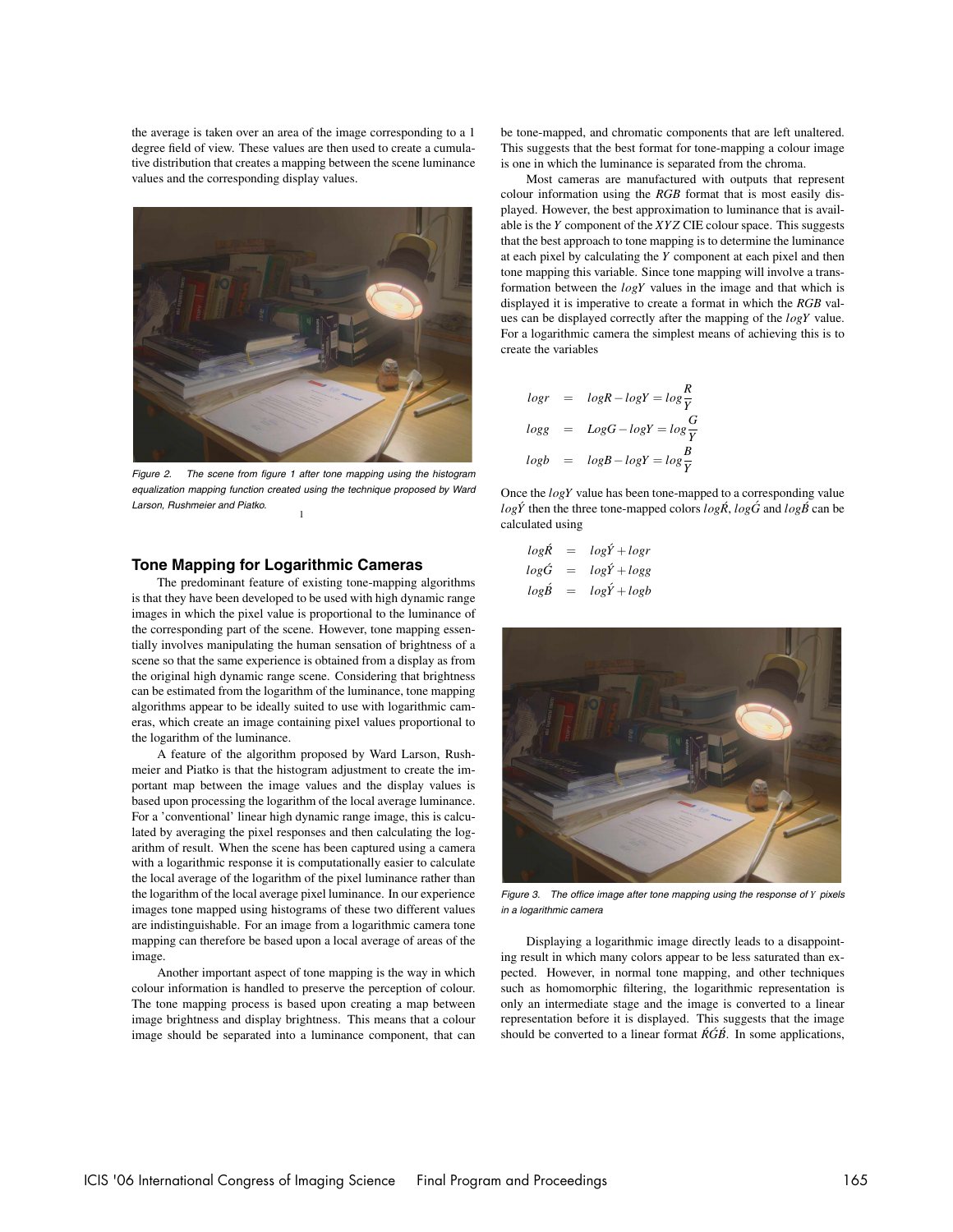the average is taken over an area of the image corresponding to a 1 degree field of view. These values are then used to create a cumulative distribution that creates a mapping between the scene luminance values and the corresponding display values.

*Figure 2. The scene from figure 1 after tone mapping using the histogram equalization mapping function created using the technique proposed by Ward Larson, Rushmeier and Piatko.* [1]

## Tone Mapping for Logarithmic Cameras

The predominant feature of existing tone-mapping algorithms is that they have been developed to be used with high dynamic range images in which the pixel value is proportional to the luminance of the corresponding part of the scene. However, tone mapping essentially involves manipulating the human sensation of brightness of a scene so that the same experience is obtained from a display as from the original high dynamic range scene. Considering that brightness can be estimated from the logarithm of the luminance, tone mapping algorithms appear to be ideally suited to use with logarithmic cameras, which create an image containing pixel values proportional to the logarithm of the luminance.

A feature of the algorithm proposed by Ward Larson, Rushmeier and Piatko is that the histogram adjustment to create the important map between the image values and the display values is based upon processing the logarithm of the local average luminance. For a 'conventional' linear high dynamic range image, this is calculated by averaging the pixel responses and then calculating the logarithm of result. When the scene has been captured using a camera with a logarithmic response it is computationally easier to calculate the local average of the logarithm of the pixel luminance rather than the logarithm of the local average pixel luminance. In our experience images tone mapped using histograms of these two different values are indistinguishable. For an image from a logarithmic camera tone mapping can therefore be based upon a local average of areas of the image.

Another important aspect of tone mapping is the way in which colour information is handled to preserve the perception of colour. The tone mapping process is based upon creating a map between image brightness and display brightness. This means that a colour image should be separated into a luminance component, that can be tone-mapped, and chromatic components that are left unaltered. This suggests that the best format for tone-mapping a colour image is one in which the luminance is separated from the chroma.

Most cameras are manufactured with outputs that represent colour information using the $RGB$ format that is most easily displayed. However, the best approximation to luminance that is available is the $Y$ component of the $XYZ$ CIE colour space. This suggests that the best approach to tone mapping is to determine the luminance at each pixel by calculating the $Y$ component at each pixel and then tone mapping this variable. Since tone mapping will involve a transformation between the $logY$ values in the image and that which is displayed it is imperative to create a format in which the $RGB$ values can be displayed correctly after the mapping of the $logY$ value. For a logarithmic camera the simplest means of achieving this is to create the variables

$$
\begin{aligned}
logr &= logR - logY = log\frac{R}{Y} \\
logg &= LogG - logY = log\frac{G}{Y} \\
logb &= logB - logY = log\frac{B}{Y}
\end{aligned}
$$

Once the $logY$ value has been tone-mapped to a corresponding value $log\acute{Y}$ then the three tone-mapped colors $log\acute{R}$, $log\acute{G}$ and $log\acute{B}$ can be calculated using

$$
\begin{aligned}
log\acute{R} &= log\acute{Y} + logr \\
log\acute{G} &= log\acute{Y} + logg \\
log\acute{B} &= log\acute{Y} + logb
\end{aligned}
$$

*Figure 3. The office image after tone mapping using the response of $Y$ pixels in a logarithmic camera*

Displaying a logarithmic image directly leads to a disappointing result in which many colors appear to be less saturated than expected. However, in normal tone mapping, and other techniques such as homomorphic filtering, the logarithmic representation is only an intermediate stage and the image is converted to a linear representation before it is displayed. This suggests that the image should be converted to a linear format $\acute{R}\acute{G}\acute{B}$. In some applications,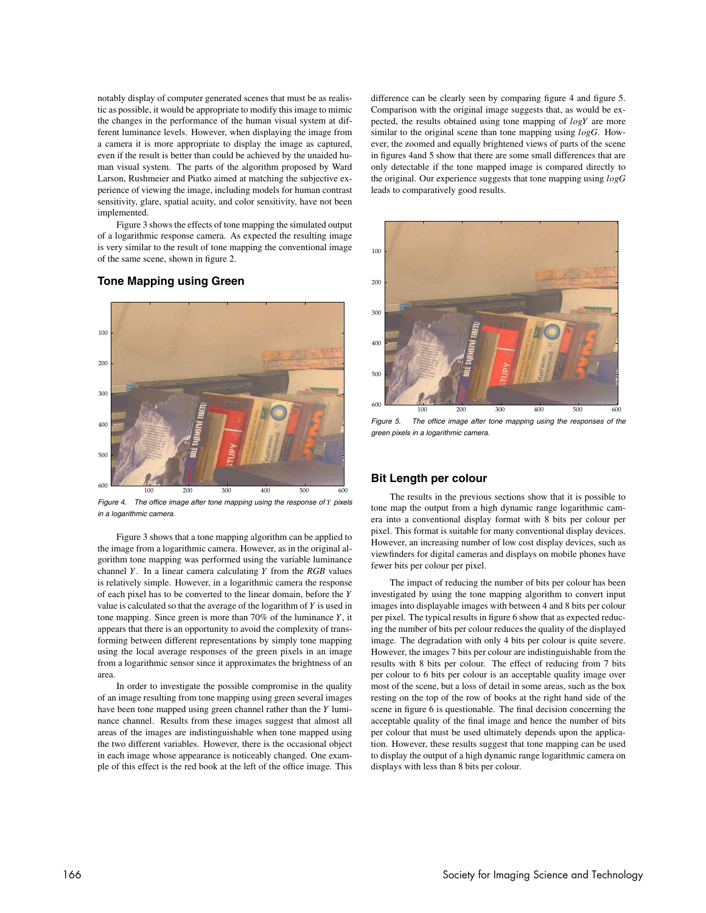notably display of computer generated scenes that must be as realistic as possible, it would be appropriate to modify this image to mimic the changes in the performance of the human visual system at different luminance levels. However, when displaying the image from a camera it is more appropriate to display the image as captured, even if the result is better than could be achieved by the unaided human visual system. The parts of the algorithm proposed by Ward Larson, Rushmeier and Piatko aimed at matching the subjective experience of viewing the image, including models for human contrast sensitivity, glare, spatial acuity, and color sensitivity, have not been implemented.

Figure 3 shows the effects of tone mapping the simulated output of a logarithmic response camera. As expected the resulting image is very similar to the result of tone mapping the conventional image of the same scene, shown in figure 2.

## Tone Mapping using Green

*Figure 4. The office image after tone mapping using the response of $Y$ pixels in a logarithmic camera.*

Figure 3 shows that a tone mapping algorithm can be applied to the image from a logarithmic camera. However, as in the original algorithm tone mapping was performed using the variable luminance channel $Y$. In a linear camera calculating $Y$ from the $RGB$ values is relatively simple. However, in a logarithmic camera the response of each pixel has to be converted to the linear domain, before the $Y$ value is calculated so that the average of the logarithm of $Y$ is used in tone mapping. Since green is more than 70% of the luminance $Y$, it appears that there is an opportunity to avoid the complexity of transforming between different representations by simply tone mapping using the local average responses of the green pixels in an image from a logarithmic sensor since it approximates the brightness of an area.

In order to investigate the possible compromise in the quality of an image resulting from tone mapping using green several images have been tone mapped using green channel rather than the $Y$ luminance channel. Results from these images suggest that almost all areas of the images are indistinguishable when tone mapped using the two different variables. However, there is the occasional object in each image whose appearance is noticeably changed. One example of this effect is the red book at the left of the office image. This difference can be clearly seen by comparing figure 4 and figure 5. Comparison with the original image suggests that, as would be expected, the results obtained using tone mapping of $logY$ are more similar to the original scene than tone mapping using $logG$. However, the zoomed and equally brightened views of parts of the scene in figures 4and 5 show that there are some small differences that are only detectable if the tone mapped image is compared directly to the original. Our experience suggests that tone mapping using $logG$ leads to comparatively good results.

*Figure 5. The office image after tone mapping using the responses of the green pixels in a logarithmic camera.*

## Bit Length per colour

The results in the previous sections show that it is possible to tone map the output from a high dynamic range logarithmic camera into a conventional display format with 8 bits per colour per pixel. This format is suitable for many conventional display devices. However, an increasing number of low cost display devices, such as viewfinders for digital cameras and displays on mobile phones have fewer bits per colour per pixel.

The impact of reducing the number of bits per colour has been investigated by using the tone mapping algorithm to convert input images into displayable images with between 4 and 8 bits per colour per pixel. The typical results in figure 6 show that as expected reducing the number of bits per colour reduces the quality of the displayed image. The degradation with only 4 bits per colour is quite severe. However, the images 7 bits per colour are indistinguishable from the results with 8 bits per colour. The effect of reducing from 7 bits per colour to 6 bits per colour is an acceptable quality image over most of the scene, but a loss of detail in some areas, such as the box resting on the top of the row of books at the right hand side of the scene in figure 6 is questionable. The final decision concerning the acceptable quality of the final image and hence the number of bits per colour that must be used ultimately depends upon the application. However, these results suggest that tone mapping can be used to display the output of a high dynamic range logarithmic camera on displays with less than 8 bits per colour.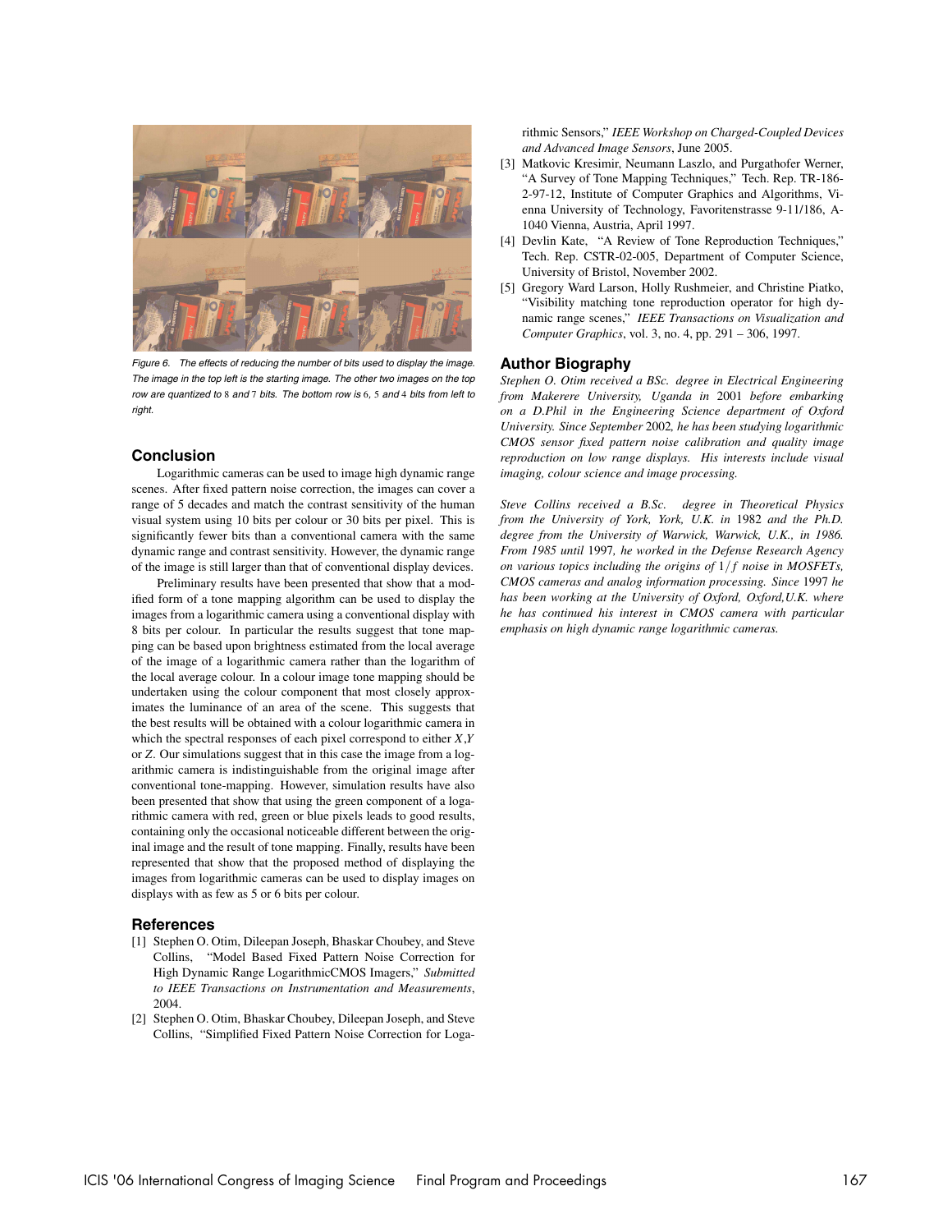Figure 6. The effects of reducing the number of bits used to display the image. The image in the top left is the starting image. The other two images on the top row are quantized to 8 and 7 bits. The bottom row is 6, 5 and 4 bits from left to right.

## Conclusion

Logarithmic cameras can be used to image high dynamic range scenes. After fixed pattern noise correction, the images can cover a range of 5 decades and match the contrast sensitivity of the human visual system using 10 bits per colour or 30 bits per pixel. This is significantly fewer bits than a conventional camera with the same dynamic range and contrast sensitivity. However, the dynamic range of the image is still larger than that of conventional display devices.

Preliminary results have been presented that show that a modified form of a tone mapping algorithm can be used to display the images from a logarithmic camera using a conventional display with 8 bits per colour. In particular the results suggest that tone mapping can be based upon brightness estimated from the local average of the image of a logarithmic camera rather than the logarithm of the local average colour. In a colour image tone mapping should be undertaken using the colour component that most closely approximates the luminance of an area of the scene. This suggests that the best results will be obtained with a colour logarithmic camera in which the spectral responses of each pixel correspond to either $X$,$Y$ or $Z$. Our simulations suggest that in this case the image from a logarithmic camera is indistinguishable from the original image after conventional tone-mapping. However, simulation results have also been presented that show that using the green component of a logarithmic camera with red, green or blue pixels leads to good results, containing only the occasional noticeable different between the original image and the result of tone mapping. Finally, results have been represented that show that the proposed method of displaying the images from logarithmic cameras can be used to display images on displays with as few as 5 or 6 bits per colour.

## References

[1] Stephen O. Otim, Dileepan Joseph, Bhaskar Choubey, and Steve Collins, "Model Based Fixed Pattern Noise Correction for High Dynamic Range LogarithmicCMOS Imagers," *Submitted to IEEE Transactions on Instrumentation and Measurements*, 2004.

[2] Stephen O. Otim, Bhaskar Choubey, Dileepan Joseph, and Steve Collins, "Simplified Fixed Pattern Noise Correction for Logarithmic Sensors," *IEEE Workshop on Charged-Coupled Devices and Advanced Image Sensors*, June 2005.

[3] Matkovic Kresimir, Neumann Laszlo, and Purgathofer Werner, "A Survey of Tone Mapping Techniques," Tech. Rep. TR-186-2-97-12, Institute of Computer Graphics and Algorithms, Vienna University of Technology, Favoritenstrasse 9-11/186, A-1040 Vienna, Austria, April 1997.

[4] Devlin Kate, "A Review of Tone Reproduction Techniques," Tech. Rep. CSTR-02-005, Department of Computer Science, University of Bristol, November 2002.

[5] Gregory Ward Larson, Holly Rushmeier, and Christine Piatko, "Visibility matching tone reproduction operator for high dynamic range scenes," *IEEE Transactions on Visualization and Computer Graphics*, vol. 3, no. 4, pp. 291 – 306, 1997.

## Author Biography

*Stephen O. Otim received a BSc. degree in Electrical Engineering from Makerere University, Uganda in 2001 before embarking on a D.Phil in the Engineering Science department of Oxford University. Since September 2002, he has been studying logarithmic CMOS sensor fixed pattern noise calibration and quality image reproduction on low range displays. His interests include visual imaging, colour science and image processing.*

*Steve Collins received a B.Sc. degree in Theoretical Physics from the University of York, York, U.K. in 1982 and the Ph.D. degree from the University of Warwick, Warwick, U.K., in 1986. From 1985 until 1997, he worked in the Defense Research Agency on various topics including the origins of $1/f$ noise in MOSFETs, CMOS cameras and analog information processing. Since 1997 he has been working at the University of Oxford, Oxford,U.K. where he has continued his interest in CMOS camera with particular emphasis on high dynamic range logarithmic cameras.*